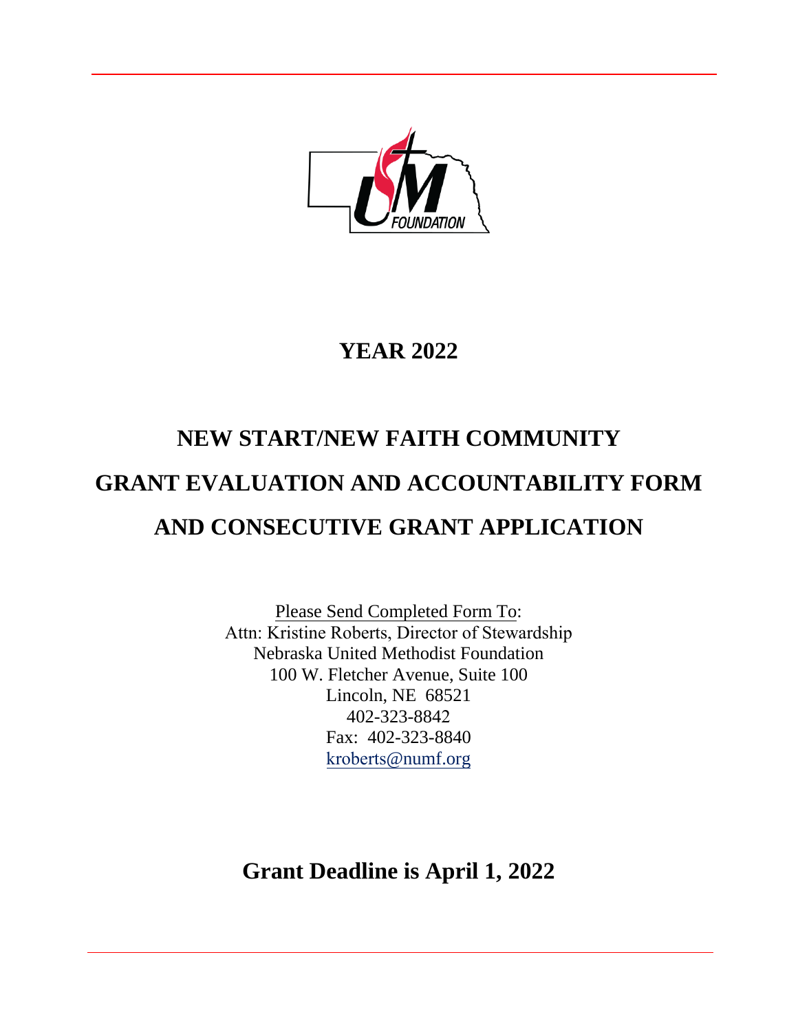# YEAR 2022

# NEW START/NEW FAITH COMMUNITY GRANT EVALUATION AND ACCOUNTABILITY FORM AND CONSECUTIVE GRANT APPLICATION

Please Send Completed Form To:
Attn: Kristine Roberts, Director of Stewardship
Nebraska United Methodist Foundation
100 W. Fletcher Avenue, Suite 100
Lincoln, NE 68521
402-323-8842
Fax: 402-323-8840
kroberts@numf.org

## Grant Deadline is April 1, 2022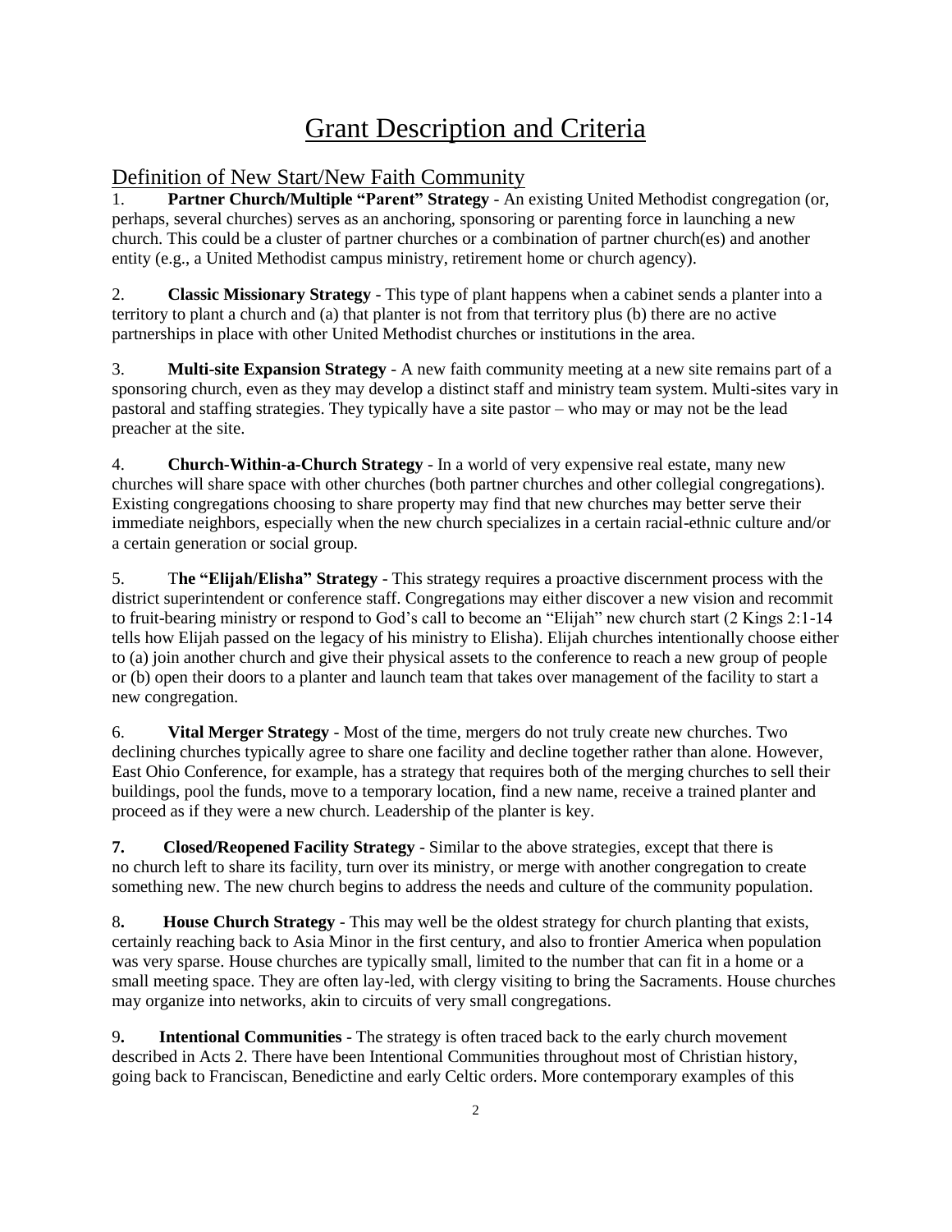# Grant Description and Criteria

## Definition of New Start/New Faith Community

1. **Partner Church/Multiple "Parent" Strategy** - An existing United Methodist congregation (or, perhaps, several churches) serves as an anchoring, sponsoring or parenting force in launching a new church. This could be a cluster of partner churches or a combination of partner church(es) and another entity (e.g., a United Methodist campus ministry, retirement home or church agency).

2. **Classic Missionary Strategy** - This type of plant happens when a cabinet sends a planter into a territory to plant a church and (a) that planter is not from that territory plus (b) there are no active partnerships in place with other United Methodist churches or institutions in the area.

3. **Multi-site Expansion Strategy** - A new faith community meeting at a new site remains part of a sponsoring church, even as they may develop a distinct staff and ministry team system. Multi-sites vary in pastoral and staffing strategies. They typically have a site pastor – who may or may not be the lead preacher at the site.

4. **Church-Within-a-Church Strategy** - In a world of very expensive real estate, many new churches will share space with other churches (both partner churches and other collegial congregations). Existing congregations choosing to share property may find that new churches may better serve their immediate neighbors, especially when the new church specializes in a certain racial-ethnic culture and/or a certain generation or social group.

5. **The "Elijah/Elisha" Strategy** - This strategy requires a proactive discernment process with the district superintendent or conference staff. Congregations may either discover a new vision and recommit to fruit-bearing ministry or respond to God's call to become an "Elijah" new church start (2 Kings 2:1-14 tells how Elijah passed on the legacy of his ministry to Elisha). Elijah churches intentionally choose either to (a) join another church and give their physical assets to the conference to reach a new group of people or (b) open their doors to a planter and launch team that takes over management of the facility to start a new congregation.

6. **Vital Merger Strategy** - Most of the time, mergers do not truly create new churches. Two declining churches typically agree to share one facility and decline together rather than alone. However, East Ohio Conference, for example, has a strategy that requires both of the merging churches to sell their buildings, pool the funds, move to a temporary location, find a new name, receive a trained planter and proceed as if they were a new church. Leadership of the planter is key.

7. **Closed/Reopened Facility Strategy** - Similar to the above strategies, except that there is no church left to share its facility, turn over its ministry, or merge with another congregation to create something new. The new church begins to address the needs and culture of the community population.

8. **House Church Strategy** - This may well be the oldest strategy for church planting that exists, certainly reaching back to Asia Minor in the first century, and also to frontier America when population was very sparse. House churches are typically small, limited to the number that can fit in a home or a small meeting space. They are often lay-led, with clergy visiting to bring the Sacraments. House churches may organize into networks, akin to circuits of very small congregations.

9. **Intentional Communities** - The strategy is often traced back to the early church movement described in Acts 2. There have been Intentional Communities throughout most of Christian history, going back to Franciscan, Benedictine and early Celtic orders. More contemporary examples of this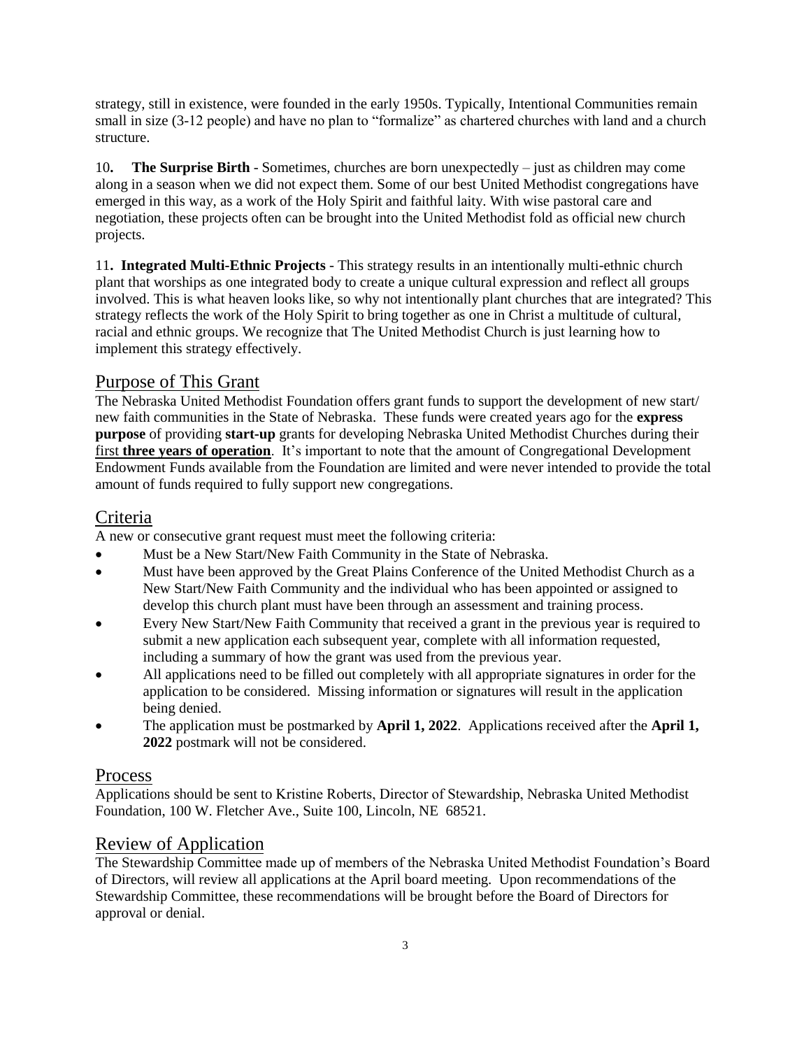strategy, still in existence, were founded in the early 1950s. Typically, Intentional Communities remain small in size (3-12 people) and have no plan to "formalize" as chartered churches with land and a church structure.

10**. The Surprise Birth** - Sometimes, churches are born unexpectedly – just as children may come along in a season when we did not expect them. Some of our best United Methodist congregations have emerged in this way, as a work of the Holy Spirit and faithful laity. With wise pastoral care and negotiation, these projects often can be brought into the United Methodist fold as official new church projects.

11**. Integrated Multi-Ethnic Projects** - This strategy results in an intentionally multi-ethnic church plant that worships as one integrated body to create a unique cultural expression and reflect all groups involved. This is what heaven looks like, so why not intentionally plant churches that are integrated? This strategy reflects the work of the Holy Spirit to bring together as one in Christ a multitude of cultural, racial and ethnic groups. We recognize that The United Methodist Church is just learning how to implement this strategy effectively.

## Purpose of This Grant

The Nebraska United Methodist Foundation offers grant funds to support the development of new start/ new faith communities in the State of Nebraska. These funds were created years ago for the **express purpose** of providing **start-up** grants for developing Nebraska United Methodist Churches during their first **three years of operation**. It's important to note that the amount of Congregational Development Endowment Funds available from the Foundation are limited and were never intended to provide the total amount of funds required to fully support new congregations.

## Criteria

A new or consecutive grant request must meet the following criteria:

- Must be a New Start/New Faith Community in the State of Nebraska.
- Must have been approved by the Great Plains Conference of the United Methodist Church as a New Start/New Faith Community and the individual who has been appointed or assigned to develop this church plant must have been through an assessment and training process.
- Every New Start/New Faith Community that received a grant in the previous year is required to submit a new application each subsequent year, complete with all information requested, including a summary of how the grant was used from the previous year.
- All applications need to be filled out completely with all appropriate signatures in order for the application to be considered. Missing information or signatures will result in the application being denied.
- The application must be postmarked by **April 1, 2022**. Applications received after the **April 1, 2022** postmark will not be considered.

## Process

Applications should be sent to Kristine Roberts, Director of Stewardship, Nebraska United Methodist Foundation, 100 W. Fletcher Ave., Suite 100, Lincoln, NE 68521.

## Review of Application

The Stewardship Committee made up of members of the Nebraska United Methodist Foundation's Board of Directors, will review all applications at the April board meeting. Upon recommendations of the Stewardship Committee, these recommendations will be brought before the Board of Directors for approval or denial.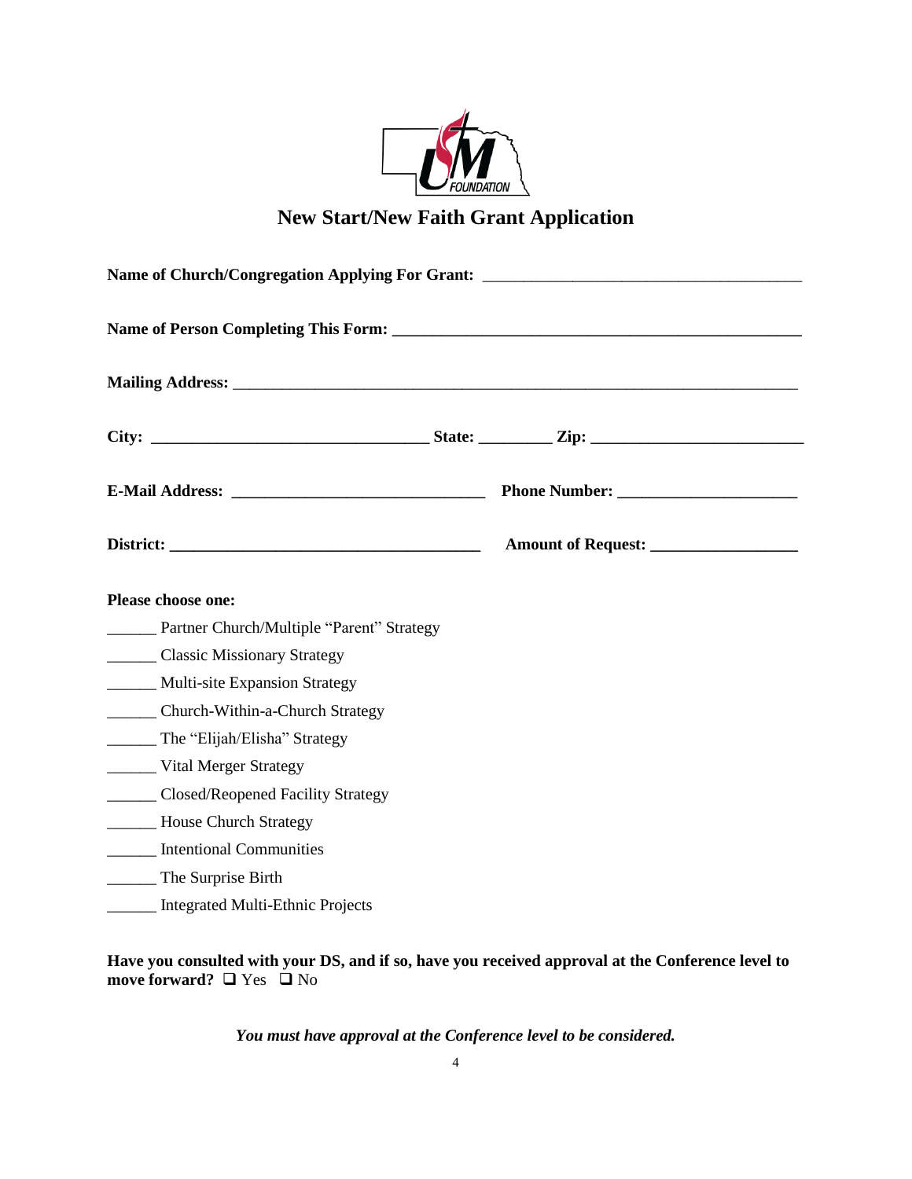# New Start/New Faith Grant Application

**Name of Church/Congregation Applying For Grant:** ______________________________________

**Name of Person Completing This Form:** ______________________________________

**Mailing Address:** ______________________________________________________________

**City:** ________________________________ **State:** _________ **Zip:** ________________________

**E-Mail Address:** ______________________________ **Phone Number:** _____________________

**District:** ____________________________________ **Amount of Request:** _________________

**Please choose one:**

______ Partner Church/Multiple "Parent" Strategy

______ Classic Missionary Strategy

______ Multi-site Expansion Strategy

______ Church-Within-a-Church Strategy

______ The "Elijah/Elisha" Strategy

______ Vital Merger Strategy

______ Closed/Reopened Facility Strategy

______ House Church Strategy

______ Intentional Communities

______ The Surprise Birth

______ Integrated Multi-Ethnic Projects

**Have you consulted with your DS, and if so, have you received approval at the Conference level to move forward?** ❑ Yes ❑ No

***You must have approval at the Conference level to be considered.***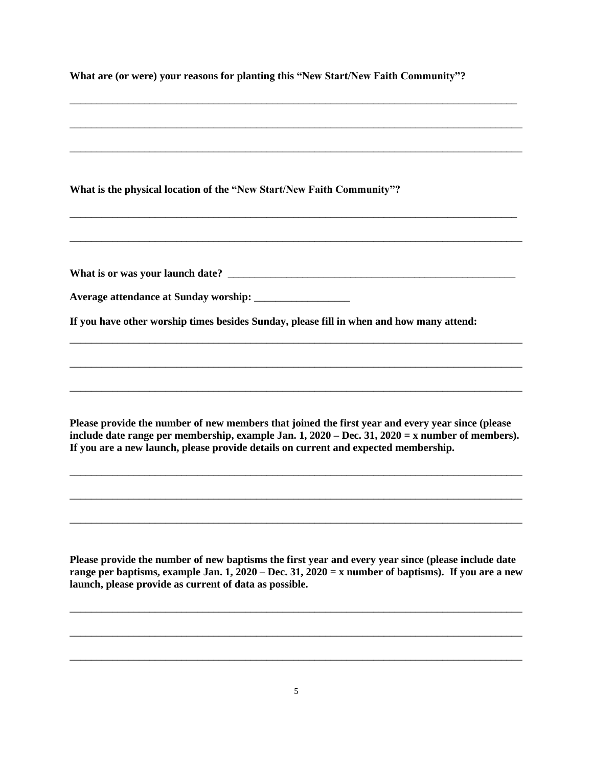**What are (or were) your reasons for planting this "New Start/New Faith Community"?**

_______________________________________________________________________________________

_______________________________________________________________________________________

_______________________________________________________________________________________

**What is the physical location of the "New Start/New Faith Community"?**

_______________________________________________________________________________________

_______________________________________________________________________________________

**What is or was your launch date?** _______________________________________________________

**Average attendance at Sunday worship:** __________________

**If you have other worship times besides Sunday, please fill in when and how many attend:**

_______________________________________________________________________________________

_______________________________________________________________________________________

_______________________________________________________________________________________

**Please provide the number of new members that joined the first year and every year since (please include date range per membership, example Jan. 1, 2020 – Dec. 31, 2020 = x number of members). If you are a new launch, please provide details on current and expected membership.**

_______________________________________________________________________________________

_______________________________________________________________________________________

_______________________________________________________________________________________

**Please provide the number of new baptisms the first year and every year since (please include date range per baptisms, example Jan. 1, 2020 – Dec. 31, 2020 = x number of baptisms). If you are a new launch, please provide as current of data as possible.**

_______________________________________________________________________________________

_______________________________________________________________________________________

_______________________________________________________________________________________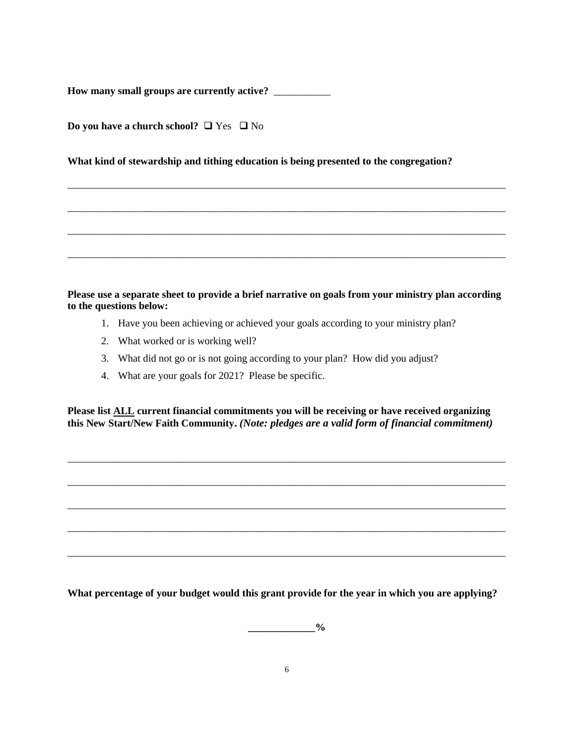**How many small groups are currently active?** ___________

**Do you have a church school?** ❑ Yes ❑ No

**What kind of stewardship and tithing education is being presented to the congregation?**

______________________________________________________________________________________

______________________________________________________________________________________

______________________________________________________________________________________

______________________________________________________________________________________

**Please use a separate sheet to provide a brief narrative on goals from your ministry plan according to the questions below:**

1. Have you been achieving or achieved your goals according to your ministry plan?
2. What worked or is working well?
3. What did not go or is not going according to your plan? How did you adjust?
4. What are your goals for 2021? Please be specific.

**Please list <u>ALL</u> current financial commitments you will be receiving or have received organizing this New Start/New Faith Community.** ***(Note: pledges are a valid form of financial commitment)***

______________________________________________________________________________________

______________________________________________________________________________________

______________________________________________________________________________________

______________________________________________________________________________________

______________________________________________________________________________________

**What percentage of your budget would this grant provide for the year in which you are applying?**

**_____________%**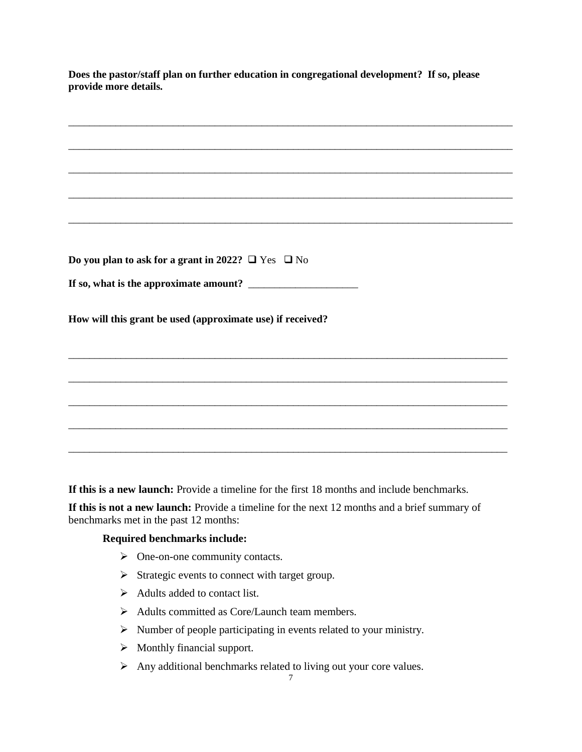**Does the pastor/staff plan on further education in congregational development? If so, please provide more details.**

_______________________________________________________________________________

_______________________________________________________________________________

_______________________________________________________________________________

_______________________________________________________________________________

_______________________________________________________________________________

**Do you plan to ask for a grant in 2022?** ☐ Yes ☐ No

**If so, what is the approximate amount?** ____________________

**How will this grant be used (approximate use) if received?**

_______________________________________________________________________________

_______________________________________________________________________________

_______________________________________________________________________________

_______________________________________________________________________________

_______________________________________________________________________________

**If this is a new launch:** Provide a timeline for the first 18 months and include benchmarks.

**If this is not a new launch:** Provide a timeline for the next 12 months and a brief summary of benchmarks met in the past 12 months:

**Required benchmarks include:**

- One-on-one community contacts.
- Strategic events to connect with target group.
- Adults added to contact list.
- Adults committed as Core/Launch team members.
- Number of people participating in events related to your ministry.
- Monthly financial support.
- Any additional benchmarks related to living out your core values.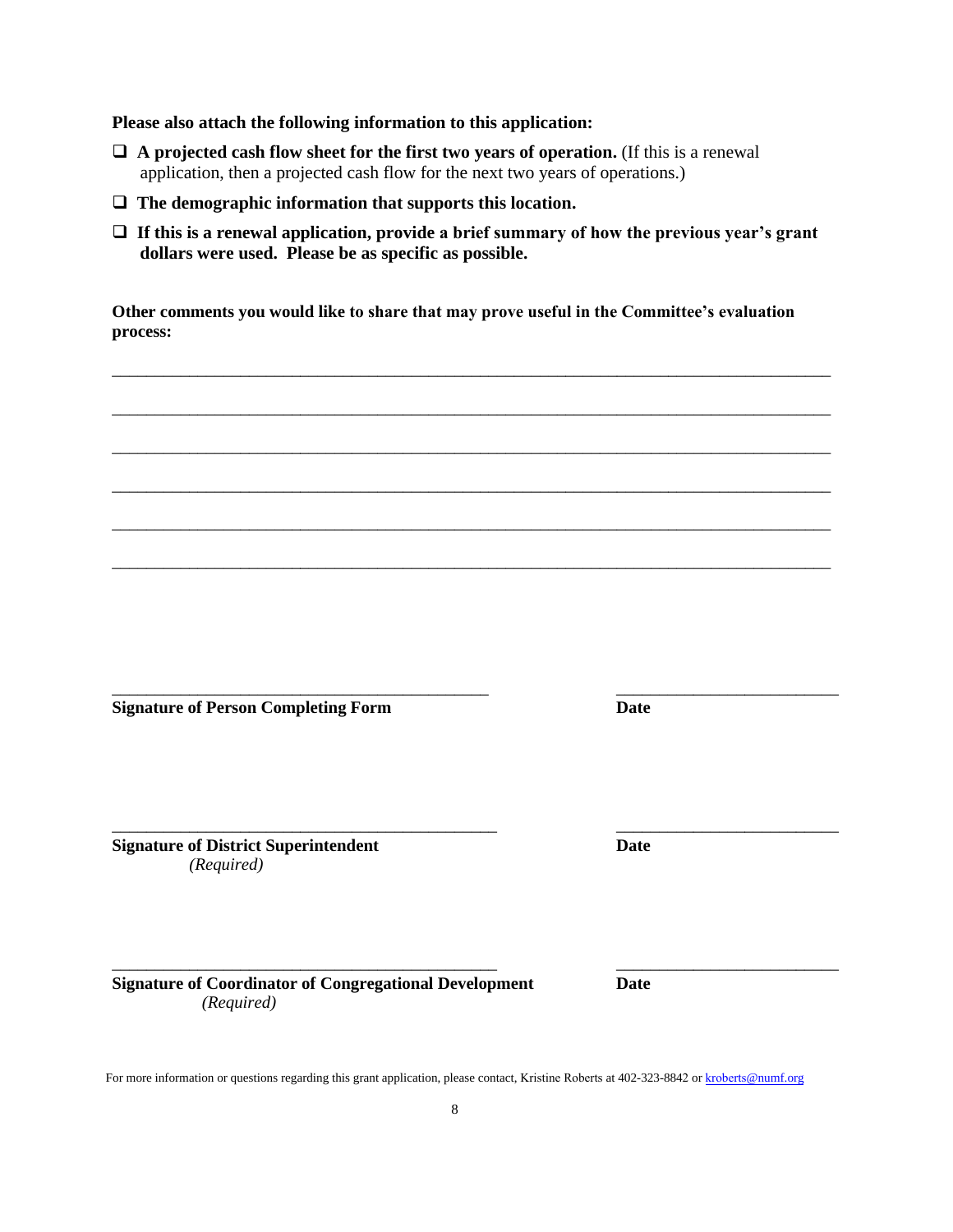**Please also attach the following information to this application:**

- ❑ **A projected cash flow sheet for the first two years of operation.** (If this is a renewal application, then a projected cash flow for the next two years of operations.)
- ❑ **The demographic information that supports this location.**
- ❑ **If this is a renewal application, provide a brief summary of how the previous year's grant dollars were used. Please be as specific as possible.**

**Other comments you would like to share that may prove useful in the Committee's evaluation process:**

\_\_\_\_\_\_\_\_\_\_\_\_\_\_\_\_\_\_\_\_\_\_\_\_\_\_\_\_\_\_\_\_\_\_\_\_\_\_\_\_\_\_\_\_\_\_\_\_\_\_\_\_\_\_\_\_\_\_\_\_\_\_\_\_\_\_\_\_\_\_\_\_\_\_\_\_\_\_

\_\_\_\_\_\_\_\_\_\_\_\_\_\_\_\_\_\_\_\_\_\_\_\_\_\_\_\_\_\_\_\_\_\_\_\_\_\_\_\_\_\_\_\_\_\_\_\_\_\_\_\_\_\_\_\_\_\_\_\_\_\_\_\_\_\_\_\_\_\_\_\_\_\_\_\_\_\_

\_\_\_\_\_\_\_\_\_\_\_\_\_\_\_\_\_\_\_\_\_\_\_\_\_\_\_\_\_\_\_\_\_\_\_\_\_\_\_\_\_\_\_\_\_\_\_\_\_\_\_\_\_\_\_\_\_\_\_\_\_\_\_\_\_\_\_\_\_\_\_\_\_\_\_\_\_\_

\_\_\_\_\_\_\_\_\_\_\_\_\_\_\_\_\_\_\_\_\_\_\_\_\_\_\_\_\_\_\_\_\_\_\_\_\_\_\_\_\_\_\_\_\_\_\_\_\_\_\_\_\_\_\_\_\_\_\_\_\_\_\_\_\_\_\_\_\_\_\_\_\_\_\_\_\_\_

\_\_\_\_\_\_\_\_\_\_\_\_\_\_\_\_\_\_\_\_\_\_\_\_\_\_\_\_\_\_\_\_\_\_\_\_\_\_\_\_\_\_\_\_\_\_\_\_\_\_\_\_\_\_\_\_\_\_\_\_\_\_\_\_\_\_\_\_\_\_\_\_\_\_\_\_\_\_

\_\_\_\_\_\_\_\_\_\_\_\_\_\_\_\_\_\_\_\_\_\_\_\_\_\_\_\_\_\_\_\_\_\_\_\_\_\_\_\_\_\_\_\_\_\_\_\_\_\_\_\_\_\_\_\_\_\_\_\_\_\_\_\_\_\_\_\_\_\_\_\_\_\_\_\_\_\_

\_\_\_\_\_\_\_\_\_\_\_\_\_\_\_\_\_\_\_\_\_\_\_\_\_\_\_\_\_\_\_\_\_\_\_\_\_\_\_\_\_\_ \_\_\_\_\_\_\_\_\_\_\_\_\_\_\_\_\_\_\_\_\_\_\_\_

**Signature of Person Completing Form** **Date**

\_\_\_\_\_\_\_\_\_\_\_\_\_\_\_\_\_\_\_\_\_\_\_\_\_\_\_\_\_\_\_\_\_\_\_\_\_\_\_\_\_\_ \_\_\_\_\_\_\_\_\_\_\_\_\_\_\_\_\_\_\_\_\_\_\_\_

**Signature of District Superintendent** **Date**
*(Required)*

\_\_\_\_\_\_\_\_\_\_\_\_\_\_\_\_\_\_\_\_\_\_\_\_\_\_\_\_\_\_\_\_\_\_\_\_\_\_\_\_\_\_ \_\_\_\_\_\_\_\_\_\_\_\_\_\_\_\_\_\_\_\_\_\_\_\_

**Signature of Coordinator of Congregational Development** **Date**
*(Required)*

For more information or questions regarding this grant application, please contact, Kristine Roberts at 402-323-8842 or kroberts@numf.org